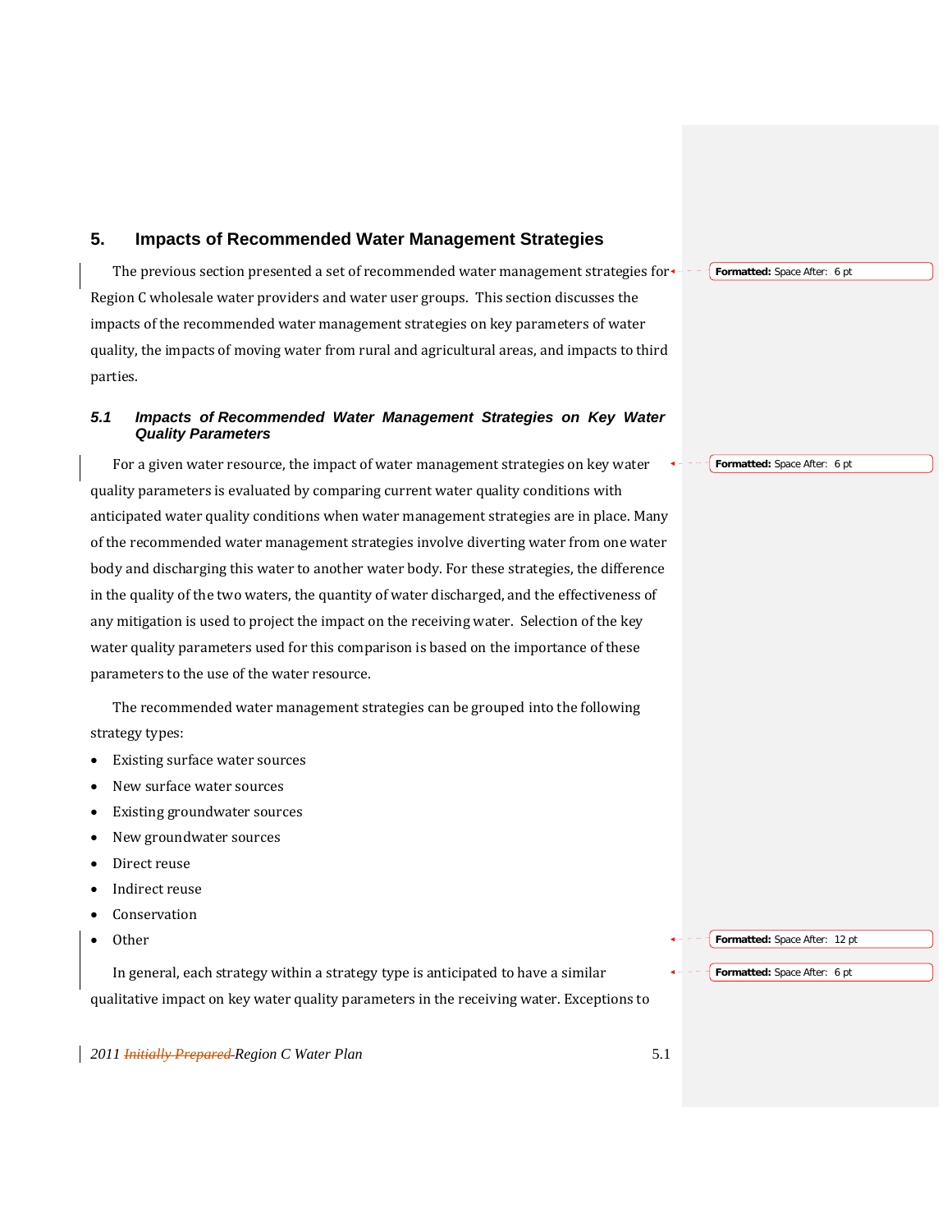# 5. Impacts of Recommended Water Management Strategies

The previous section presented a set of recommended water management strategies for Region C wholesale water providers and water user groups. This section discusses the impacts of the recommended water management strategies on key parameters of water quality, the impacts of moving water from rural and agricultural areas, and impacts to third parties.

## *5.1 Impacts of Recommended Water Management Strategies on Key Water Quality Parameters*

For a given water resource, the impact of water management strategies on key water quality parameters is evaluated by comparing current water quality conditions with anticipated water quality conditions when water management strategies are in place. Many of the recommended water management strategies involve diverting water from one water body and discharging this water to another water body. For these strategies, the difference in the quality of the two waters, the quantity of water discharged, and the effectiveness of any mitigation is used to project the impact on the receiving water. Selection of the key water quality parameters used for this comparison is based on the importance of these parameters to the use of the water resource.

The recommended water management strategies can be grouped into the following strategy types:

- Existing surface water sources
- New surface water sources
- Existing groundwater sources
- New groundwater sources
- Direct reuse
- Indirect reuse
- Conservation
- Other

In general, each strategy within a strategy type is anticipated to have a similar qualitative impact on key water quality parameters in the receiving water. Exceptions to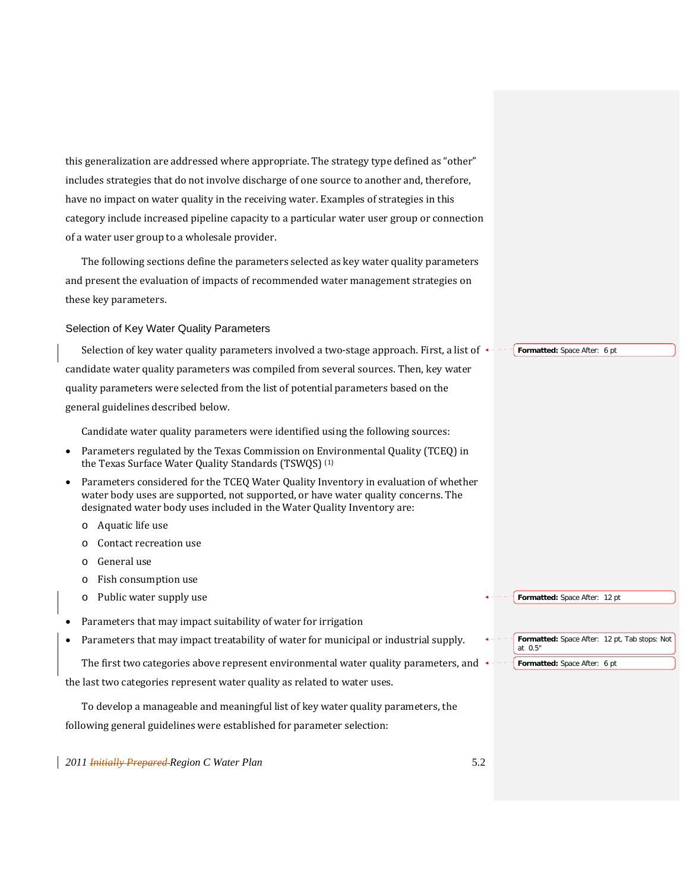this generalization are addressed where appropriate. The strategy type defined as "other" includes strategies that do not involve discharge of one source to another and, therefore, have no impact on water quality in the receiving water. Examples of strategies in this category include increased pipeline capacity to a particular water user group or connection of a water user group to a wholesale provider.

The following sections define the parameters selected as key water quality parameters and present the evaluation of impacts of recommended water management strategies on these key parameters.

## Selection of Key Water Quality Parameters

Selection of key water quality parameters involved a two-stage approach. First, a list of candidate water quality parameters was compiled from several sources. Then, key water quality parameters were selected from the list of potential parameters based on the general guidelines described below.

Candidate water quality parameters were identified using the following sources:

- Parameters regulated by the Texas Commission on Environmental Quality (TCEQ) in the Texas Surface Water Quality Standards (TSWQS) [1]
- Parameters considered for the TCEQ Water Quality Inventory in evaluation of whether water body uses are supported, not supported, or have water quality concerns. The designated water body uses included in the Water Quality Inventory are:
  - Aquatic life use
  - Contact recreation use
  - General use
  - Fish consumption use
  - Public water supply use
- Parameters that may impact suitability of water for irrigation
- Parameters that may impact treatability of water for municipal or industrial supply.

The first two categories above represent environmental water quality parameters, and the last two categories represent water quality as related to water uses.

To develop a manageable and meaningful list of key water quality parameters, the following general guidelines were established for parameter selection: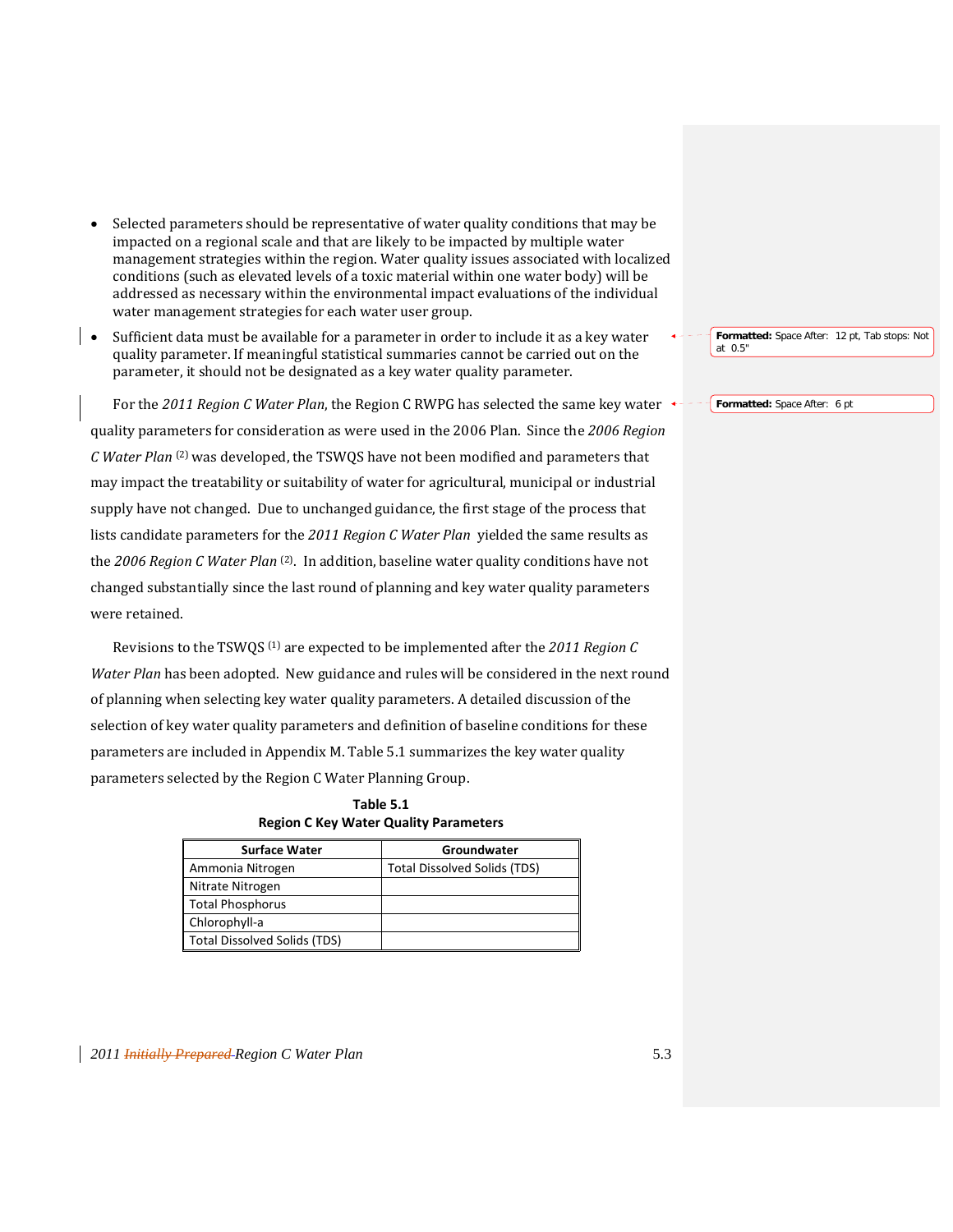- Selected parameters should be representative of water quality conditions that may be impacted on a regional scale and that are likely to be impacted by multiple water management strategies within the region. Water quality issues associated with localized conditions (such as elevated levels of a toxic material within one water body) will be addressed as necessary within the environmental impact evaluations of the individual water management strategies for each water user group.
- Sufficient data must be available for a parameter in order to include it as a key water quality parameter. If meaningful statistical summaries cannot be carried out on the parameter, it should not be designated as a key water quality parameter.

For the *2011 Region C Water Plan*, the Region C RWPG has selected the same key water quality parameters for consideration as were used in the 2006 Plan. Since the *2006 Region C Water Plan* [2] was developed, the TSWQS have not been modified and parameters that may impact the treatability or suitability of water for agricultural, municipal or industrial supply have not changed. Due to unchanged guidance, the first stage of the process that lists candidate parameters for the *2011 Region C Water Plan* yielded the same results as the *2006 Region C Water Plan* [2]. In addition, baseline water quality conditions have not changed substantially since the last round of planning and key water quality parameters were retained.

Revisions to the TSWQS [1] are expected to be implemented after the *2011 Region C Water Plan* has been adopted. New guidance and rules will be considered in the next round of planning when selecting key water quality parameters. A detailed discussion of the selection of key water quality parameters and definition of baseline conditions for these parameters are included in Appendix M. Table 5.1 summarizes the key water quality parameters selected by the Region C Water Planning Group.

**Table 5.1**
**Region C Key Water Quality Parameters**

| Surface Water | Groundwater |
|---|---|
| Ammonia Nitrogen | Total Dissolved Solids (TDS) |
| Nitrate Nitrogen | |
| Total Phosphorus | |
| Chlorophyll-a | |
| Total Dissolved Solids (TDS) | |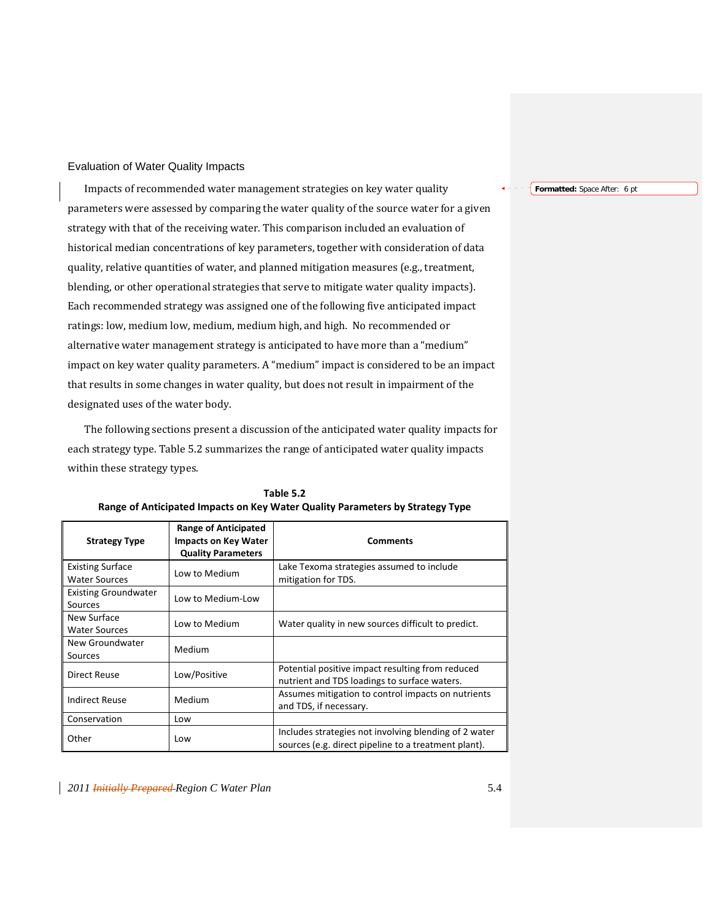### Evaluation of Water Quality Impacts

Impacts of recommended water management strategies on key water quality parameters were assessed by comparing the water quality of the source water for a given strategy with that of the receiving water. This comparison included an evaluation of historical median concentrations of key parameters, together with consideration of data quality, relative quantities of water, and planned mitigation measures (e.g., treatment, blending, or other operational strategies that serve to mitigate water quality impacts). Each recommended strategy was assigned one of the following five anticipated impact ratings: low, medium low, medium, medium high, and high. No recommended or alternative water management strategy is anticipated to have more than a "medium" impact on key water quality parameters. A "medium" impact is considered to be an impact that results in some changes in water quality, but does not result in impairment of the designated uses of the water body.

The following sections present a discussion of the anticipated water quality impacts for each strategy type. Table 5.2 summarizes the range of anticipated water quality impacts within these strategy types.

**Table 5.2**
**Range of Anticipated Impacts on Key Water Quality Parameters by Strategy Type**

| Strategy Type | Range of Anticipated Impacts on Key Water Quality Parameters | Comments |
|---|---|---|
| Existing Surface Water Sources | Low to Medium | Lake Texoma strategies assumed to include mitigation for TDS. |
| Existing Groundwater Sources | Low to Medium-Low | |
| New Surface Water Sources | Low to Medium | Water quality in new sources difficult to predict. |
| New Groundwater Sources | Medium | |
| Direct Reuse | Low/Positive | Potential positive impact resulting from reduced nutrient and TDS loadings to surface waters. |
| Indirect Reuse | Medium | Assumes mitigation to control impacts on nutrients and TDS, if necessary. |
| Conservation | Low | |
| Other | Low | Includes strategies not involving blending of 2 water sources (e.g. direct pipeline to a treatment plant). |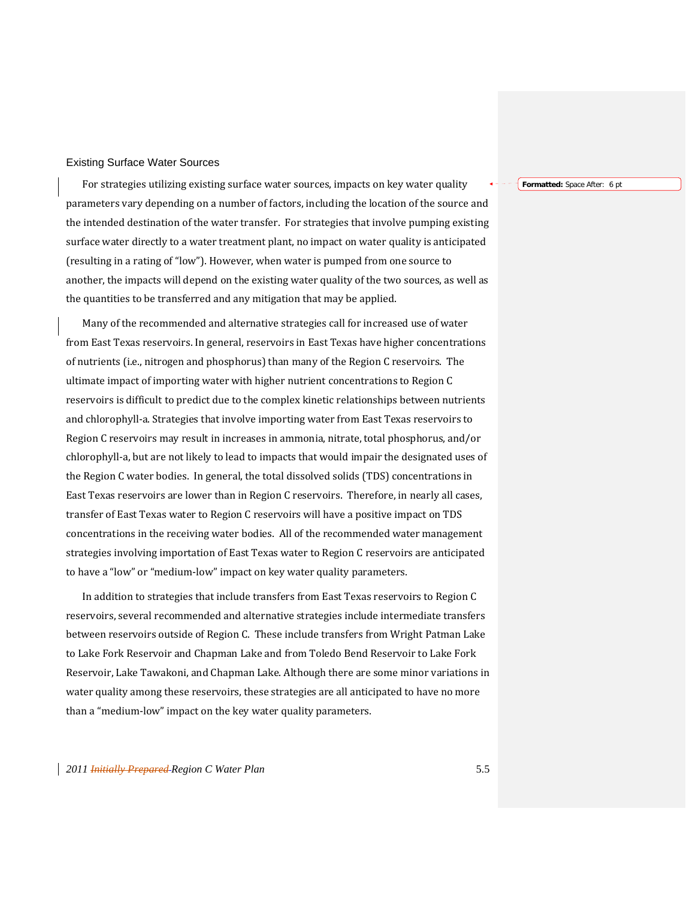### Existing Surface Water Sources

For strategies utilizing existing surface water sources, impacts on key water quality parameters vary depending on a number of factors, including the location of the source and the intended destination of the water transfer. For strategies that involve pumping existing surface water directly to a water treatment plant, no impact on water quality is anticipated (resulting in a rating of "low"). However, when water is pumped from one source to another, the impacts will depend on the existing water quality of the two sources, as well as the quantities to be transferred and any mitigation that may be applied.

Many of the recommended and alternative strategies call for increased use of water from East Texas reservoirs. In general, reservoirs in East Texas have higher concentrations of nutrients (i.e., nitrogen and phosphorus) than many of the Region C reservoirs. The ultimate impact of importing water with higher nutrient concentrations to Region C reservoirs is difficult to predict due to the complex kinetic relationships between nutrients and chlorophyll-a. Strategies that involve importing water from East Texas reservoirs to Region C reservoirs may result in increases in ammonia, nitrate, total phosphorus, and/or chlorophyll-a, but are not likely to lead to impacts that would impair the designated uses of the Region C water bodies. In general, the total dissolved solids (TDS) concentrations in East Texas reservoirs are lower than in Region C reservoirs. Therefore, in nearly all cases, transfer of East Texas water to Region C reservoirs will have a positive impact on TDS concentrations in the receiving water bodies. All of the recommended water management strategies involving importation of East Texas water to Region C reservoirs are anticipated to have a "low" or "medium-low" impact on key water quality parameters.

In addition to strategies that include transfers from East Texas reservoirs to Region C reservoirs, several recommended and alternative strategies include intermediate transfers between reservoirs outside of Region C. These include transfers from Wright Patman Lake to Lake Fork Reservoir and Chapman Lake and from Toledo Bend Reservoir to Lake Fork Reservoir, Lake Tawakoni, and Chapman Lake. Although there are some minor variations in water quality among these reservoirs, these strategies are all anticipated to have no more than a "medium-low" impact on the key water quality parameters.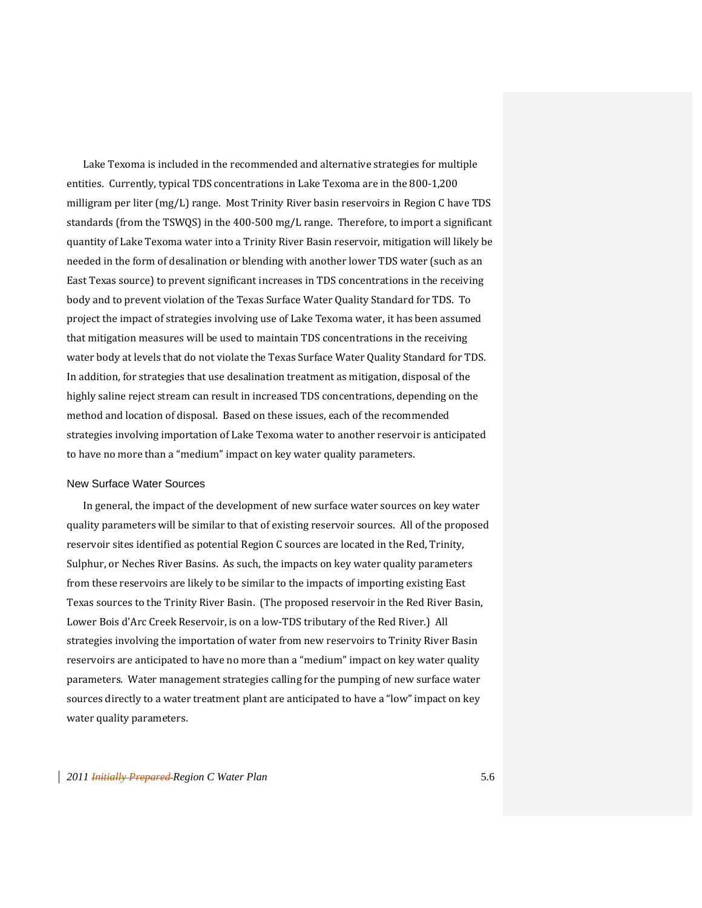Lake Texoma is included in the recommended and alternative strategies for multiple entities. Currently, typical TDS concentrations in Lake Texoma are in the 800-1,200 milligram per liter (mg/L) range. Most Trinity River basin reservoirs in Region C have TDS standards (from the TSWQS) in the 400-500 mg/L range. Therefore, to import a significant quantity of Lake Texoma water into a Trinity River Basin reservoir, mitigation will likely be needed in the form of desalination or blending with another lower TDS water (such as an East Texas source) to prevent significant increases in TDS concentrations in the receiving body and to prevent violation of the Texas Surface Water Quality Standard for TDS. To project the impact of strategies involving use of Lake Texoma water, it has been assumed that mitigation measures will be used to maintain TDS concentrations in the receiving water body at levels that do not violate the Texas Surface Water Quality Standard for TDS. In addition, for strategies that use desalination treatment as mitigation, disposal of the highly saline reject stream can result in increased TDS concentrations, depending on the method and location of disposal. Based on these issues, each of the recommended strategies involving importation of Lake Texoma water to another reservoir is anticipated to have no more than a "medium" impact on key water quality parameters.

### New Surface Water Sources

In general, the impact of the development of new surface water sources on key water quality parameters will be similar to that of existing reservoir sources. All of the proposed reservoir sites identified as potential Region C sources are located in the Red, Trinity, Sulphur, or Neches River Basins. As such, the impacts on key water quality parameters from these reservoirs are likely to be similar to the impacts of importing existing East Texas sources to the Trinity River Basin. (The proposed reservoir in the Red River Basin, Lower Bois d'Arc Creek Reservoir, is on a low-TDS tributary of the Red River.) All strategies involving the importation of water from new reservoirs to Trinity River Basin reservoirs are anticipated to have no more than a "medium" impact on key water quality parameters. Water management strategies calling for the pumping of new surface water sources directly to a water treatment plant are anticipated to have a "low" impact on key water quality parameters.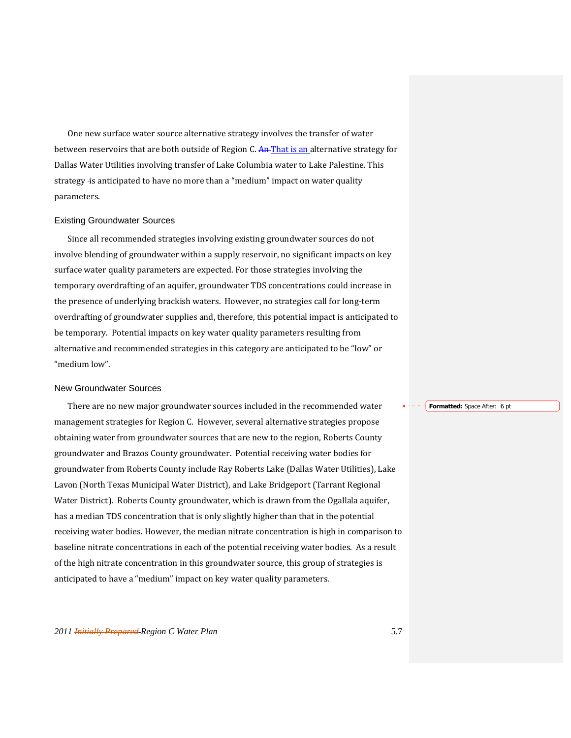One new surface water source alternative strategy involves the transfer of water between reservoirs that are both outside of Region C. That is an alternative strategy for Dallas Water Utilities involving transfer of Lake Columbia water to Lake Palestine. This strategy is anticipated to have no more than a "medium" impact on water quality parameters.

### Existing Groundwater Sources

Since all recommended strategies involving existing groundwater sources do not involve blending of groundwater within a supply reservoir, no significant impacts on key surface water quality parameters are expected. For those strategies involving the temporary overdrafting of an aquifer, groundwater TDS concentrations could increase in the presence of underlying brackish waters. However, no strategies call for long-term overdrafting of groundwater supplies and, therefore, this potential impact is anticipated to be temporary. Potential impacts on key water quality parameters resulting from alternative and recommended strategies in this category are anticipated to be "low" or "medium low".

### New Groundwater Sources

There are no new major groundwater sources included in the recommended water management strategies for Region C. However, several alternative strategies propose obtaining water from groundwater sources that are new to the region, Roberts County groundwater and Brazos County groundwater. Potential receiving water bodies for groundwater from Roberts County include Ray Roberts Lake (Dallas Water Utilities), Lake Lavon (North Texas Municipal Water District), and Lake Bridgeport (Tarrant Regional Water District). Roberts County groundwater, which is drawn from the Ogallala aquifer, has a median TDS concentration that is only slightly higher than that in the potential receiving water bodies. However, the median nitrate concentration is high in comparison to baseline nitrate concentrations in each of the potential receiving water bodies. As a result of the high nitrate concentration in this groundwater source, this group of strategies is anticipated to have a "medium" impact on key water quality parameters.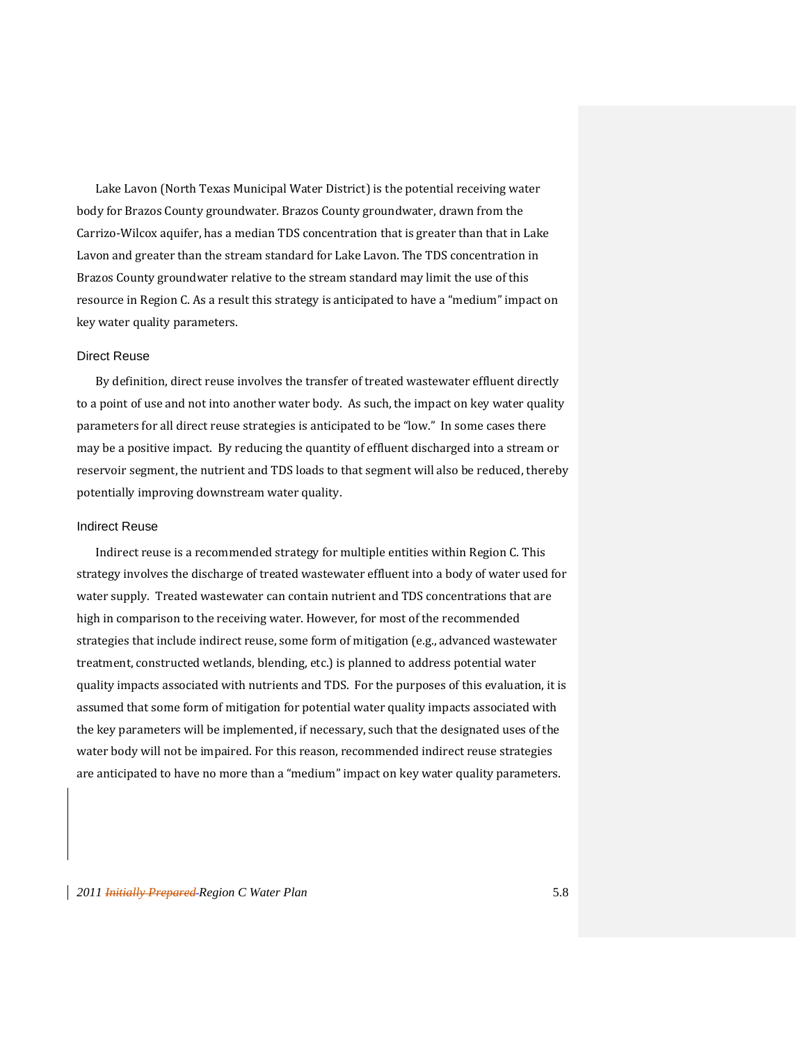Lake Lavon (North Texas Municipal Water District) is the potential receiving water body for Brazos County groundwater. Brazos County groundwater, drawn from the Carrizo-Wilcox aquifer, has a median TDS concentration that is greater than that in Lake Lavon and greater than the stream standard for Lake Lavon. The TDS concentration in Brazos County groundwater relative to the stream standard may limit the use of this resource in Region C. As a result this strategy is anticipated to have a "medium" impact on key water quality parameters.

### Direct Reuse

By definition, direct reuse involves the transfer of treated wastewater effluent directly to a point of use and not into another water body. As such, the impact on key water quality parameters for all direct reuse strategies is anticipated to be "low." In some cases there may be a positive impact. By reducing the quantity of effluent discharged into a stream or reservoir segment, the nutrient and TDS loads to that segment will also be reduced, thereby potentially improving downstream water quality.

### Indirect Reuse

Indirect reuse is a recommended strategy for multiple entities within Region C. This strategy involves the discharge of treated wastewater effluent into a body of water used for water supply. Treated wastewater can contain nutrient and TDS concentrations that are high in comparison to the receiving water. However, for most of the recommended strategies that include indirect reuse, some form of mitigation (e.g., advanced wastewater treatment, constructed wetlands, blending, etc.) is planned to address potential water quality impacts associated with nutrients and TDS. For the purposes of this evaluation, it is assumed that some form of mitigation for potential water quality impacts associated with the key parameters will be implemented, if necessary, such that the designated uses of the water body will not be impaired. For this reason, recommended indirect reuse strategies are anticipated to have no more than a "medium" impact on key water quality parameters.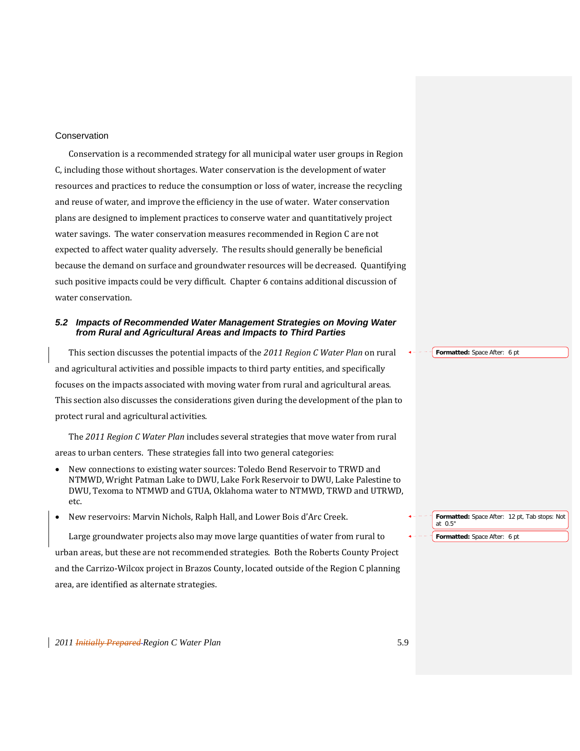### Conservation

Conservation is a recommended strategy for all municipal water user groups in Region C, including those without shortages. Water conservation is the development of water resources and practices to reduce the consumption or loss of water, increase the recycling and reuse of water, and improve the efficiency in the use of water. Water conservation plans are designed to implement practices to conserve water and quantitatively project water savings. The water conservation measures recommended in Region C are not expected to affect water quality adversely. The results should generally be beneficial because the demand on surface and groundwater resources will be decreased. Quantifying such positive impacts could be very difficult. Chapter 6 contains additional discussion of water conservation.

## 5.2 Impacts of Recommended Water Management Strategies on Moving Water from Rural and Agricultural Areas and Impacts to Third Parties

This section discusses the potential impacts of the *2011 Region C Water Plan* on rural and agricultural activities and possible impacts to third party entities, and specifically focuses on the impacts associated with moving water from rural and agricultural areas. This section also discusses the considerations given during the development of the plan to protect rural and agricultural activities.

The *2011 Region C Water Plan* includes several strategies that move water from rural areas to urban centers. These strategies fall into two general categories:

- New connections to existing water sources: Toledo Bend Reservoir to TRWD and NTMWD, Wright Patman Lake to DWU, Lake Fork Reservoir to DWU, Lake Palestine to DWU, Texoma to NTMWD and GTUA, Oklahoma water to NTMWD, TRWD and UTRWD, etc.
- New reservoirs: Marvin Nichols, Ralph Hall, and Lower Bois d'Arc Creek.

Large groundwater projects also may move large quantities of water from rural to urban areas, but these are not recommended strategies. Both the Roberts County Project and the Carrizo-Wilcox project in Brazos County, located outside of the Region C planning area, are identified as alternate strategies.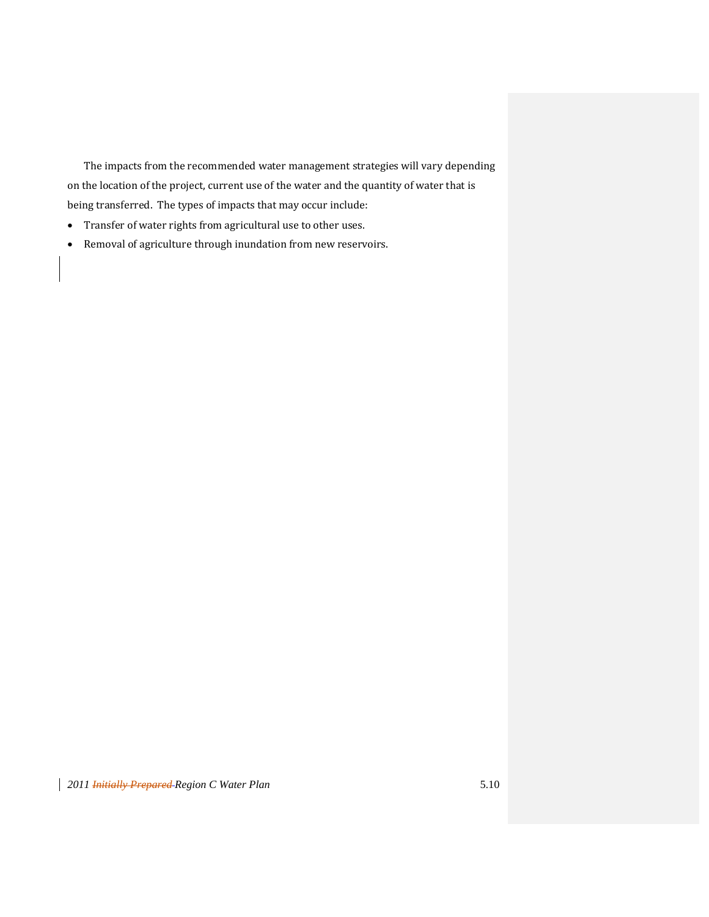The impacts from the recommended water management strategies will vary depending on the location of the project, current use of the water and the quantity of water that is being transferred. The types of impacts that may occur include:

- Transfer of water rights from agricultural use to other uses.
- Removal of agriculture through inundation from new reservoirs.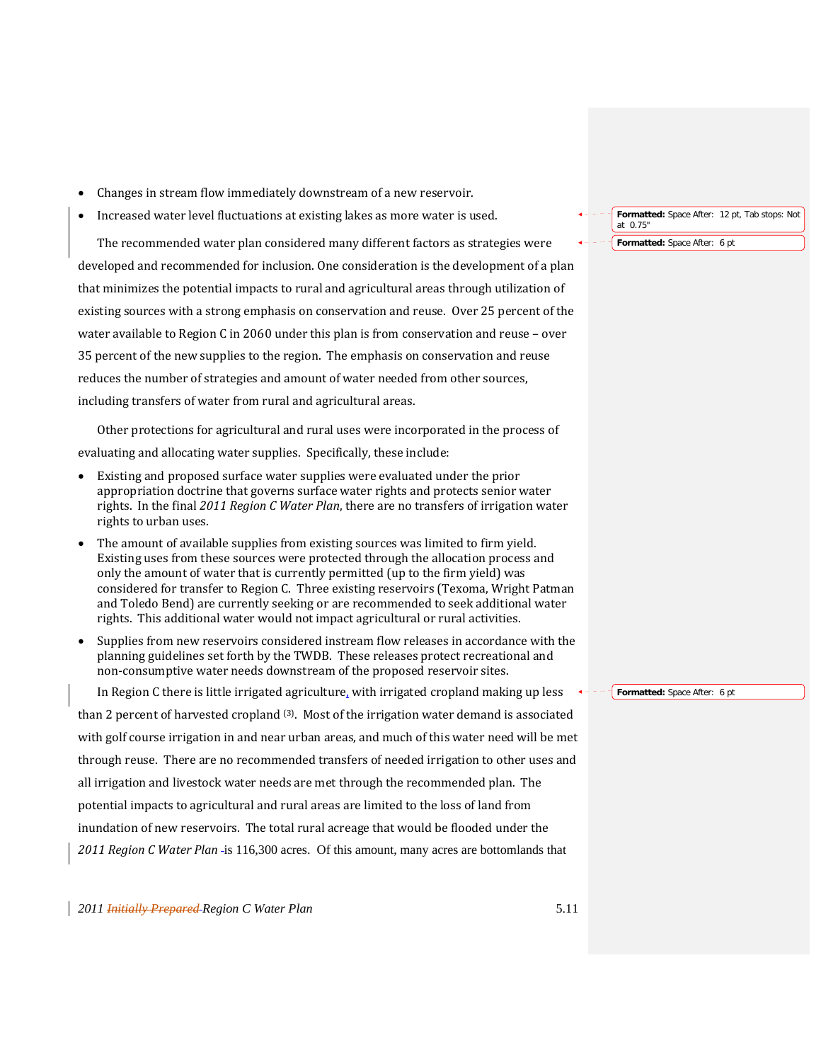- Changes in stream flow immediately downstream of a new reservoir.
- Increased water level fluctuations at existing lakes as more water is used.

The recommended water plan considered many different factors as strategies were developed and recommended for inclusion. One consideration is the development of a plan that minimizes the potential impacts to rural and agricultural areas through utilization of existing sources with a strong emphasis on conservation and reuse. Over 25 percent of the water available to Region C in 2060 under this plan is from conservation and reuse – over 35 percent of the new supplies to the region. The emphasis on conservation and reuse reduces the number of strategies and amount of water needed from other sources, including transfers of water from rural and agricultural areas.

Other protections for agricultural and rural uses were incorporated in the process of evaluating and allocating water supplies. Specifically, these include:

- Existing and proposed surface water supplies were evaluated under the prior appropriation doctrine that governs surface water rights and protects senior water rights. In the final *2011 Region C Water Plan*, there are no transfers of irrigation water rights to urban uses.
- The amount of available supplies from existing sources was limited to firm yield. Existing uses from these sources were protected through the allocation process and only the amount of water that is currently permitted (up to the firm yield) was considered for transfer to Region C. Three existing reservoirs (Texoma, Wright Patman and Toledo Bend) are currently seeking or are recommended to seek additional water rights. This additional water would not impact agricultural or rural activities.
- Supplies from new reservoirs considered instream flow releases in accordance with the planning guidelines set forth by the TWDB. These releases protect recreational and non-consumptive water needs downstream of the proposed reservoir sites.

In Region C there is little irrigated agriculture, with irrigated cropland making up less than 2 percent of harvested cropland (3). Most of the irrigation water demand is associated with golf course irrigation in and near urban areas, and much of this water need will be met through reuse. There are no recommended transfers of needed irrigation to other uses and all irrigation and livestock water needs are met through the recommended plan. The potential impacts to agricultural and rural areas are limited to the loss of land from inundation of new reservoirs. The total rural acreage that would be flooded under the *2011 Region C Water Plan* is 116,300 acres. Of this amount, many acres are bottomlands that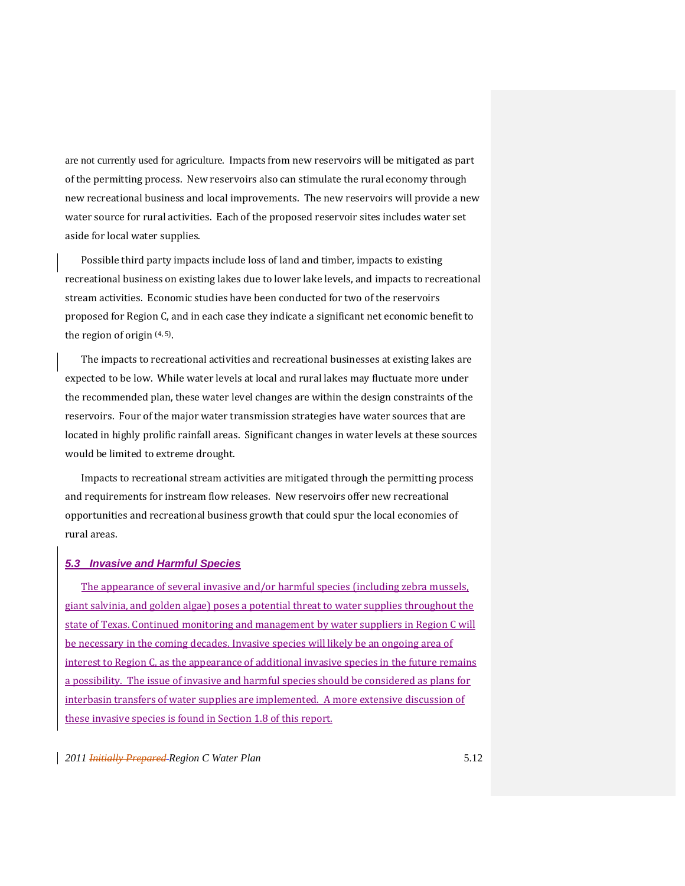are not currently used for agriculture. Impacts from new reservoirs will be mitigated as part of the permitting process. New reservoirs also can stimulate the rural economy through new recreational business and local improvements. The new reservoirs will provide a new water source for rural activities. Each of the proposed reservoir sites includes water set aside for local water supplies.

Possible third party impacts include loss of land and timber, impacts to existing recreational business on existing lakes due to lower lake levels, and impacts to recreational stream activities. Economic studies have been conducted for two of the reservoirs proposed for Region C, and in each case they indicate a significant net economic benefit to the region of origin [4, 5].

The impacts to recreational activities and recreational businesses at existing lakes are expected to be low. While water levels at local and rural lakes may fluctuate more under the recommended plan, these water level changes are within the design constraints of the reservoirs. Four of the major water transmission strategies have water sources that are located in highly prolific rainfall areas. Significant changes in water levels at these sources would be limited to extreme drought.

Impacts to recreational stream activities are mitigated through the permitting process and requirements for instream flow releases. New reservoirs offer new recreational opportunities and recreational business growth that could spur the local economies of rural areas.

### *5.3 Invasive and Harmful Species*

The appearance of several invasive and/or harmful species (including zebra mussels, giant salvinia, and golden algae) poses a potential threat to water supplies throughout the state of Texas. Continued monitoring and management by water suppliers in Region C will be necessary in the coming decades. Invasive species will likely be an ongoing area of interest to Region C, as the appearance of additional invasive species in the future remains a possibility. The issue of invasive and harmful species should be considered as plans for interbasin transfers of water supplies are implemented. A more extensive discussion of these invasive species is found in Section 1.8 of this report.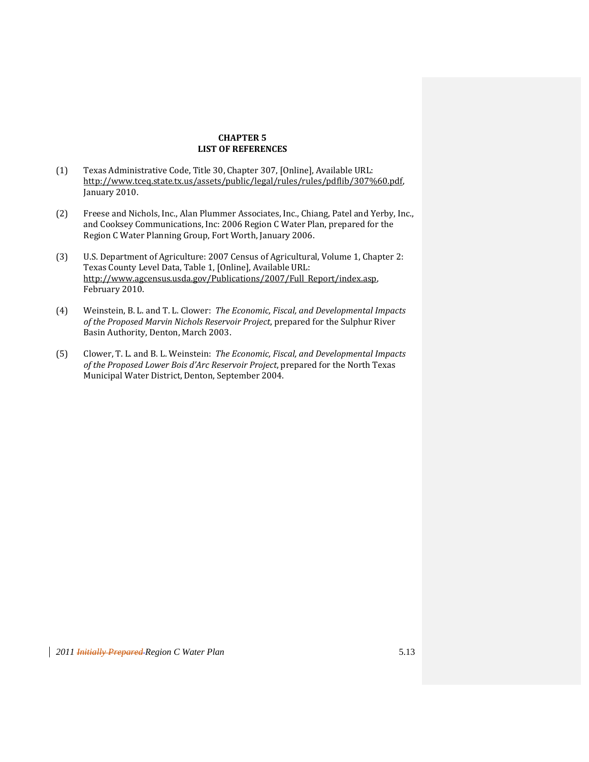**CHAPTER 5**
**LIST OF REFERENCES**

(1) Texas Administrative Code, Title 30, Chapter 307, [Online], Available URL: http://www.tceq.state.tx.us/assets/public/legal/rules/rules/pdflib/307%60.pdf, January 2010.

(2) Freese and Nichols, Inc., Alan Plummer Associates, Inc., Chiang, Patel and Yerby, Inc., and Cooksey Communications, Inc: 2006 Region C Water Plan, prepared for the Region C Water Planning Group, Fort Worth, January 2006.

(3) U.S. Department of Agriculture: 2007 Census of Agricultural, Volume 1, Chapter 2: Texas County Level Data, Table 1, [Online], Available URL: http://www.agcensus.usda.gov/Publications/2007/Full_Report/index.asp, February 2010.

(4) Weinstein, B. L. and T. L. Clower: *The Economic, Fiscal, and Developmental Impacts of the Proposed Marvin Nichols Reservoir Project*, prepared for the Sulphur River Basin Authority, Denton, March 2003.

(5) Clower, T. L. and B. L. Weinstein: *The Economic, Fiscal, and Developmental Impacts of the Proposed Lower Bois d'Arc Reservoir Project*, prepared for the North Texas Municipal Water District, Denton, September 2004.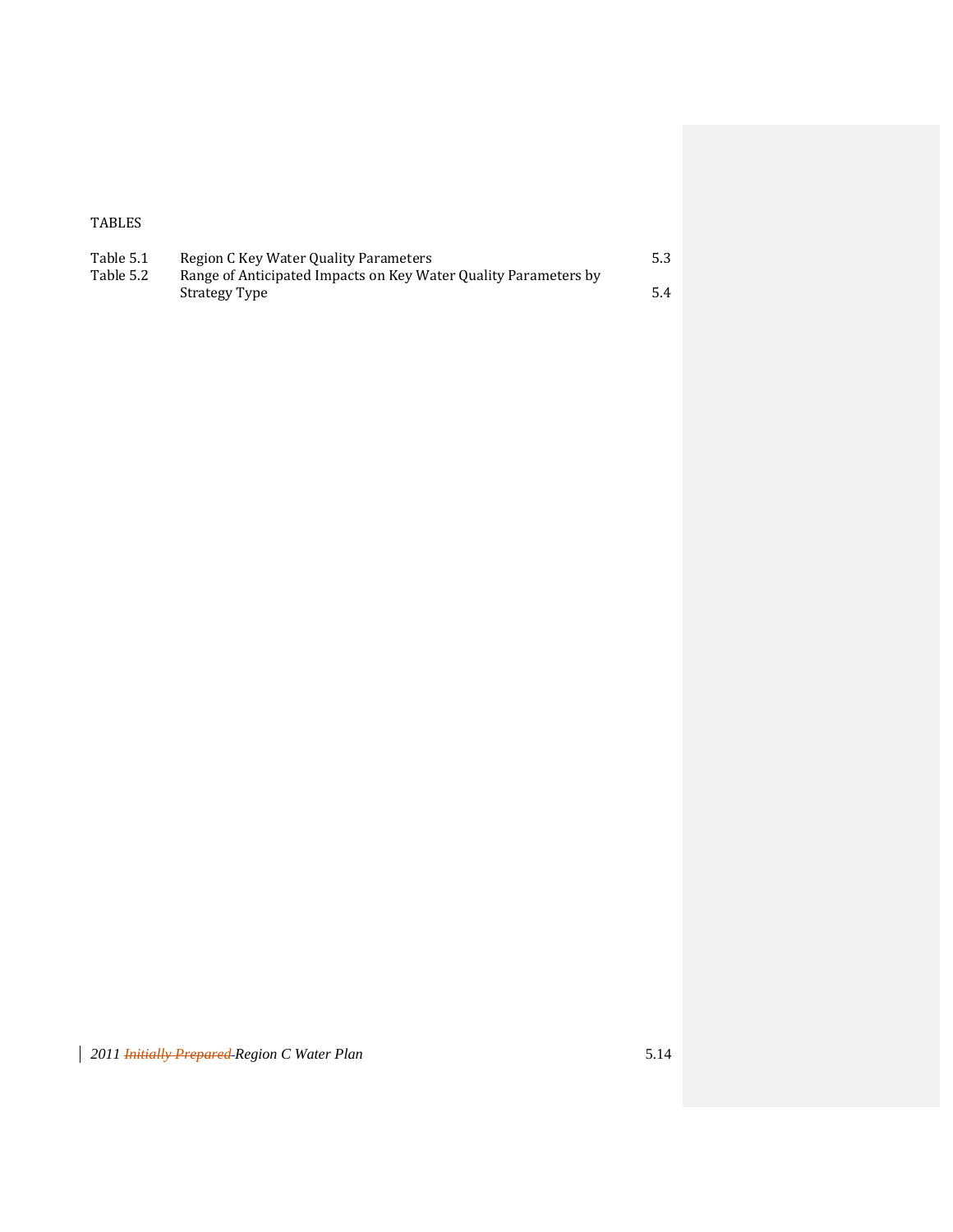TABLES

| | | |
|---|---|---|
| Table 5.1 | Region C Key Water Quality Parameters | 5.3 |
| Table 5.2 | Range of Anticipated Impacts on Key Water Quality Parameters by Strategy Type | 5.4 |